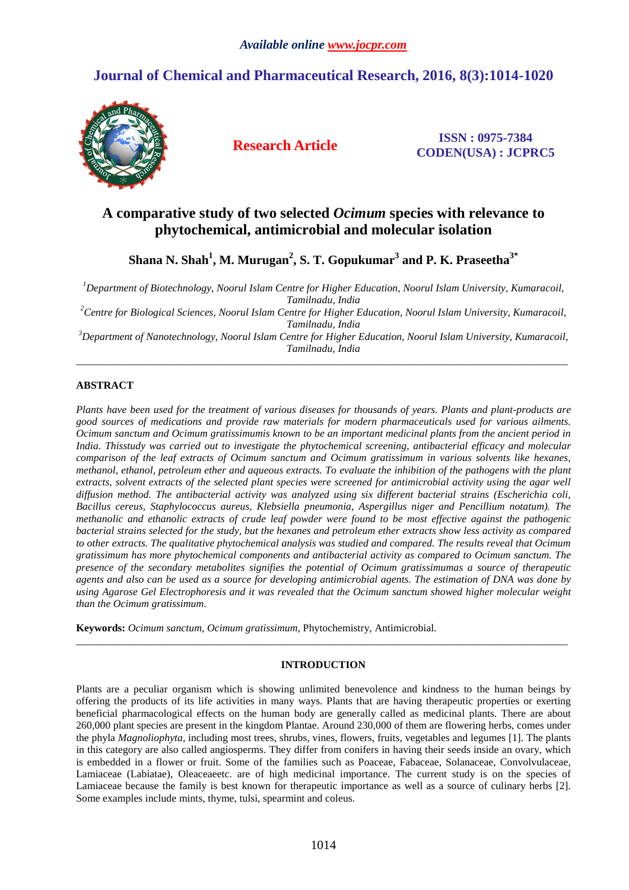*Available online www.jocpr.com*

# Journal of Chemical and Pharmaceutical Research, 2016, 8(3):1014-1020

**Research Article**

**ISSN : 0975-7384**
**CODEN(USA) : JCPRC5**

# A comparative study of two selected *Ocimum* species with relevance to phytochemical, antimicrobial and molecular isolation

**Shana N. Shah[1], M. Murugan[2], S. T. Gopukumar[3] and P. K. Praseetha[3*]**

[1]*Department of Biotechnology, Noorul Islam Centre for Higher Education, Noorul Islam University, Kumaracoil, Tamilnadu, India*

[2]*Centre for Biological Sciences, Noorul Islam Centre for Higher Education, Noorul Islam University, Kumaracoil, Tamilnadu, India*

[3]*Department of Nanotechnology, Noorul Islam Centre for Higher Education, Noorul Islam University, Kumaracoil, Tamilnadu, India*

---

## ABSTRACT

*Plants have been used for the treatment of various diseases for thousands of years. Plants and plant-products are good sources of medications and provide raw materials for modern pharmaceuticals used for various ailments. Ocimum sanctum and Ocimum gratissimumis known to be an important medicinal plants from the ancient period in India. Thisstudy was carried out to investigate the phytochemical screening, antibacterial efficacy and molecular comparison of the leaf extracts of Ocimum sanctum and Ocimum gratissimum in various solvents like hexanes, methanol, ethanol, petroleum ether and aqueous extracts. To evaluate the inhibition of the pathogens with the plant extracts, solvent extracts of the selected plant species were screened for antimicrobial activity using the agar well diffusion method. The antibacterial activity was analyzed using six different bacterial strains (Escherichia coli, Bacillus cereus, Staphylococcus aureus, Klebsiella pneumonia, Aspergillus niger and Pencillium notatum). The methanolic and ethanolic extracts of crude leaf powder were found to be most effective against the pathogenic bacterial strains selected for the study, but the hexanes and petroleum ether extracts show less activity as compared to other extracts. The qualitative phytochemical analysis was studied and compared. The results reveal that Ocimum gratissimum has more phytochemical components and antibacterial activity as compared to Ocimum sanctum. The presence of the secondary metabolites signifies the potential of Ocimum gratissimumas a source of therapeutic agents and also can be used as a source for developing antimicrobial agents. The estimation of DNA was done by using Agarose Gel Electrophoresis and it was revealed that the Ocimum sanctum showed higher molecular weight than the Ocimum gratissimum.*

**Keywords:** *Ocimum sanctum, Ocimum gratissimum*, Phytochemistry, Antimicrobial.

---

## INTRODUCTION

Plants are a peculiar organism which is showing unlimited benevolence and kindness to the human beings by offering the products of its life activities in many ways. Plants that are having therapeutic properties or exerting beneficial pharmacological effects on the human body are generally called as medicinal plants. There are about 260,000 plant species are present in the kingdom Plantae. Around 230,000 of them are flowering herbs, comes under the phyla *Magnoliophyta,* including most trees, shrubs, vines, flowers, fruits, vegetables and legumes [1]. The plants in this category are also called angiosperms. They differ from conifers in having their seeds inside an ovary, which is embedded in a flower or fruit. Some of the families such as Poaceae, Fabaceae, Solanaceae, Convolvulaceae, Lamiaceae (Labiatae), Oleaceaeetc. are of high medicinal importance. The current study is on the species of Lamiaceae because the family is best known for therapeutic importance as well as a source of culinary herbs [2]. Some examples include mints, thyme, tulsi, spearmint and coleus.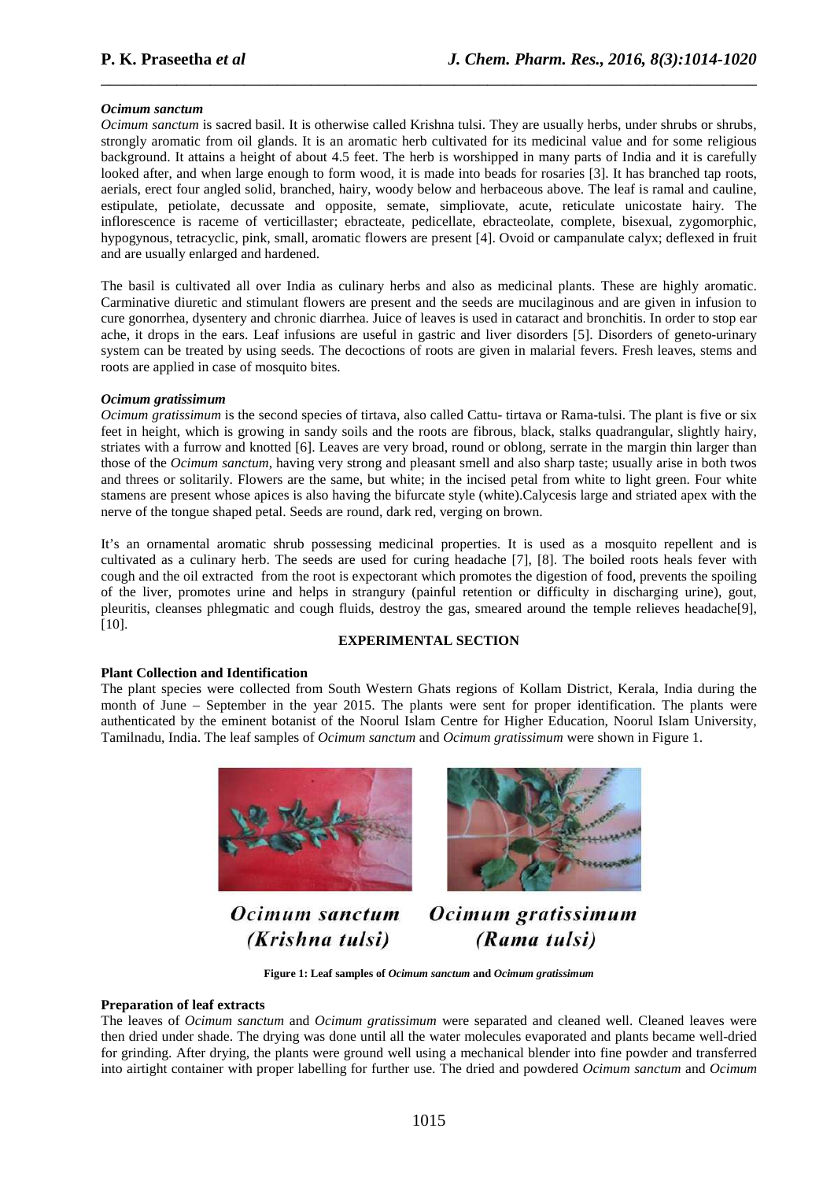### *Ocimum sanctum*

*Ocimum sanctum* is sacred basil. It is otherwise called Krishna tulsi. They are usually herbs, under shrubs or shrubs, strongly aromatic from oil glands. It is an aromatic herb cultivated for its medicinal value and for some religious background. It attains a height of about 4.5 feet. The herb is worshipped in many parts of India and it is carefully looked after, and when large enough to form wood, it is made into beads for rosaries [3]. It has branched tap roots, aerials, erect four angled solid, branched, hairy, woody below and herbaceous above. The leaf is ramal and cauline, estipulate, petiolate, decussate and opposite, simpliovate, semate, acute, reticulate unicostate hairy. The inflorescence is raceme of verticillaster; ebracteate, pedicellate, ebracteolate, complete, bisexual, zygomorphic, hypogynous, tetracyclic, pink, small, aromatic flowers are present [4]. Ovoid or campanulate calyx; deflexed in fruit and are usually enlarged and hardened.

The basil is cultivated all over India as culinary herbs and also as medicinal plants. These are highly aromatic. Carminative diuretic and stimulant flowers are present and the seeds are mucilaginous and are given in infusion to cure gonorrhea, dysentery and chronic diarrhea. Juice of leaves is used in cataract and bronchitis. In order to stop ear ache, it drops in the ears. Leaf infusions are useful in gastric and liver disorders [5]. Disorders of geneto-urinary system can be treated by using seeds. The decoctions of roots are given in malarial fevers. Fresh leaves, stems and roots are applied in case of mosquito bites.

### *Ocimum gratissimum*

*Ocimum gratissimum* is the second species of tirtava, also called Cattu- tirtava or Rama-tulsi. The plant is five or six feet in height, which is growing in sandy soils and the roots are fibrous, black, stalks quadrangular, slightly hairy, striates with a furrow and knotted [6]. Leaves are very broad, round or oblong, serrate in the margin thin larger than those of the *Ocimum sanctum*, having very strong and pleasant smell and also sharp taste; usually arise in both twos and threes or solitarily. Flowers are the same, but white; in the incised petal from white to light green. Four white stamens are present whose apices is also having the bifurcate style (white).Calycesis large and striated apex with the nerve of the tongue shaped petal. Seeds are round, dark red, verging on brown.

It's an ornamental aromatic shrub possessing medicinal properties. It is used as a mosquito repellent and is cultivated as a culinary herb. The seeds are used for curing headache [7], [8]. The boiled roots heals fever with cough and the oil extracted from the root is expectorant which promotes the digestion of food, prevents the spoiling of the liver, promotes urine and helps in strangury (painful retention or difficulty in discharging urine), gout, pleuritis, cleanses phlegmatic and cough fluids, destroy the gas, smeared around the temple relieves headache[9], [10].

## EXPERIMENTAL SECTION

### Plant Collection and Identification

The plant species were collected from South Western Ghats regions of Kollam District, Kerala, India during the month of June – September in the year 2015. The plants were sent for proper identification. The plants were authenticated by the eminent botanist of the Noorul Islam Centre for Higher Education, Noorul Islam University, Tamilnadu, India. The leaf samples of *Ocimum sanctum* and *Ocimum gratissimum* were shown in Figure 1.

*Ocimum sanctum* *(Krishna tulsi)* | *Ocimum gratissimum* *(Rama tulsi)*

**Figure 1: Leaf samples of *Ocimum sanctum* and *Ocimum gratissimum***

### Preparation of leaf extracts

The leaves of *Ocimum sanctum* and *Ocimum gratissimum* were separated and cleaned well. Cleaned leaves were then dried under shade. The drying was done until all the water molecules evaporated and plants became well-dried for grinding. After drying, the plants were ground well using a mechanical blender into fine powder and transferred into airtight container with proper labelling for further use. The dried and powdered *Ocimum sanctum* and *Ocimum*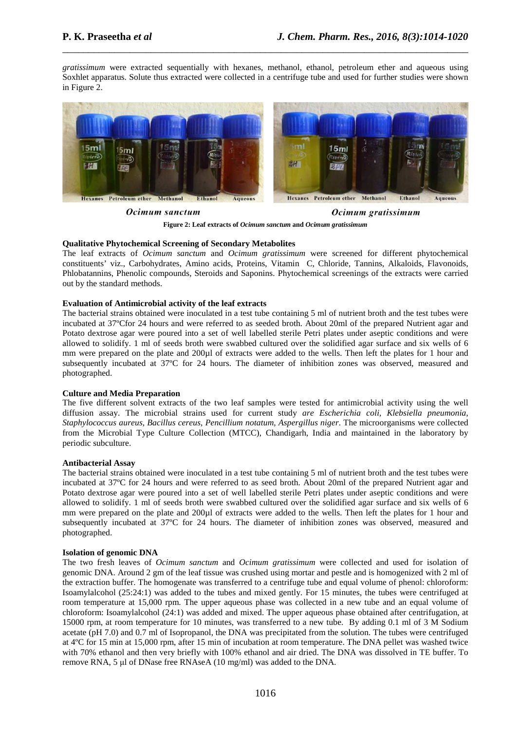*gratissimum* were extracted sequentially with hexanes, methanol, ethanol, petroleum ether and aqueous using Soxhlet apparatus. Solute thus extracted were collected in a centrifuge tube and used for further studies were shown in Figure 2.

*Ocimum sanctum* *Ocimum gratissimum*

**Figure 2: Leaf extracts of *Ocimum sanctum* and *Ocimum gratissimum***

**Qualitative Phytochemical Screening of Secondary Metabolites**

The leaf extracts of *Ocimum sanctum* and *Ocimum gratissimum* were screened for different phytochemical constituents' viz., Carbohydrates, Amino acids, Proteins, Vitamin C, Chloride, Tannins, Alkaloids, Flavonoids, Phlobatannins, Phenolic compounds, Steroids and Saponins. Phytochemical screenings of the extracts were carried out by the standard methods.

**Evaluation of Antimicrobial activity of the leaf extracts**

The bacterial strains obtained were inoculated in a test tube containing 5 ml of nutrient broth and the test tubes were incubated at 37ºCfor 24 hours and were referred to as seeded broth. About 20ml of the prepared Nutrient agar and Potato dextrose agar were poured into a set of well labelled sterile Petri plates under aseptic conditions and were allowed to solidify. 1 ml of seeds broth were swabbed cultured over the solidified agar surface and six wells of 6 mm were prepared on the plate and 200µl of extracts were added to the wells. Then left the plates for 1 hour and subsequently incubated at 37ºC for 24 hours. The diameter of inhibition zones was observed, measured and photographed.

**Culture and Media Preparation**

The five different solvent extracts of the two leaf samples were tested for antimicrobial activity using the well diffusion assay. The microbial strains used for current study *are Escherichia coli, Klebsiella pneumonia, Staphylococcus aureus, Bacillus cereus, Pencillium notatum, Aspergillus niger*. The microorganisms were collected from the Microbial Type Culture Collection (MTCC), Chandigarh, India and maintained in the laboratory by periodic subculture.

**Antibacterial Assay**

The bacterial strains obtained were inoculated in a test tube containing 5 ml of nutrient broth and the test tubes were incubated at 37ºC for 24 hours and were referred to as seed broth. About 20ml of the prepared Nutrient agar and Potato dextrose agar were poured into a set of well labelled sterile Petri plates under aseptic conditions and were allowed to solidify. 1 ml of seeds broth were swabbed cultured over the solidified agar surface and six wells of 6 mm were prepared on the plate and 200µl of extracts were added to the wells. Then left the plates for 1 hour and subsequently incubated at 37ºC for 24 hours. The diameter of inhibition zones was observed, measured and photographed.

**Isolation of genomic DNA**

The two fresh leaves of *Ocimum sanctum* and *Ocimum gratissimum* were collected and used for isolation of genomic DNA. Around 2 gm of the leaf tissue was crushed using mortar and pestle and is homogenized with 2 ml of the extraction buffer. The homogenate was transferred to a centrifuge tube and equal volume of phenol: chloroform: Isoamylalcohol (25:24:1) was added to the tubes and mixed gently. For 15 minutes, the tubes were centrifuged at room temperature at 15,000 rpm. The upper aqueous phase was collected in a new tube and an equal volume of chloroform: Isoamylalcohol (24:1) was added and mixed. The upper aqueous phase obtained after centrifugation, at 15000 rpm, at room temperature for 10 minutes, was transferred to a new tube. By adding 0.1 ml of 3 M Sodium acetate (pH 7.0) and 0.7 ml of Isopropanol, the DNA was precipitated from the solution. The tubes were centrifuged at 4ºC for 15 min at 15,000 rpm, after 15 min of incubation at room temperature. The DNA pellet was washed twice with 70% ethanol and then very briefly with 100% ethanol and air dried. The DNA was dissolved in TE buffer. To remove RNA, 5 µl of DNase free RNAseA (10 mg/ml) was added to the DNA.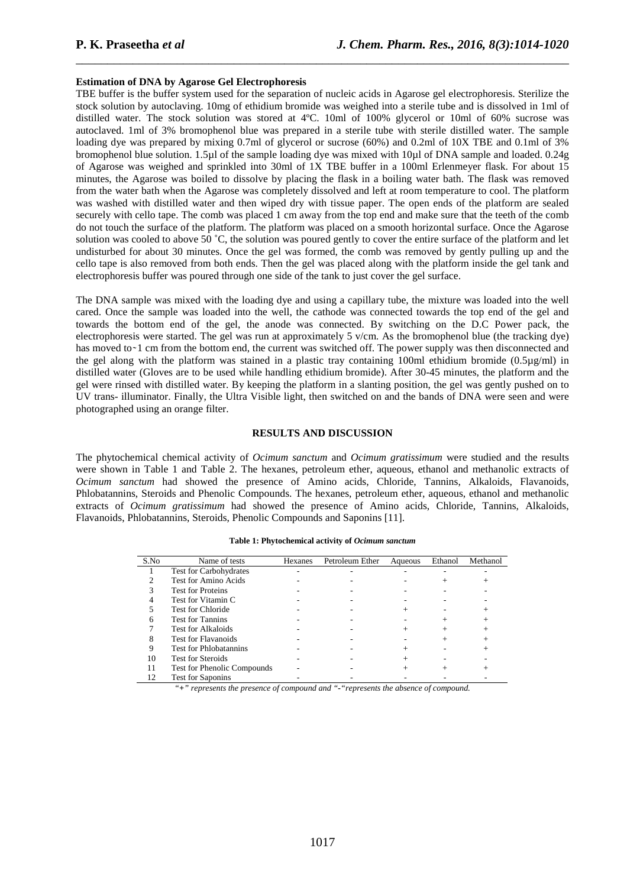**Estimation of DNA by Agarose Gel Electrophoresis**

TBE buffer is the buffer system used for the separation of nucleic acids in Agarose gel electrophoresis. Sterilize the stock solution by autoclaving. 10mg of ethidium bromide was weighed into a sterile tube and is dissolved in 1ml of distilled water. The stock solution was stored at 4ºC. 10ml of 100% glycerol or 10ml of 60% sucrose was autoclaved. 1ml of 3% bromophenol blue was prepared in a sterile tube with sterile distilled water. The sample loading dye was prepared by mixing 0.7ml of glycerol or sucrose (60%) and 0.2ml of 10X TBE and 0.1ml of 3% bromophenol blue solution. 1.5µl of the sample loading dye was mixed with 10µl of DNA sample and loaded. 0.24g of Agarose was weighed and sprinkled into 30ml of 1X TBE buffer in a 100ml Erlenmeyer flask. For about 15 minutes, the Agarose was boiled to dissolve by placing the flask in a boiling water bath. The flask was removed from the water bath when the Agarose was completely dissolved and left at room temperature to cool. The platform was washed with distilled water and then wiped dry with tissue paper. The open ends of the platform are sealed securely with cello tape. The comb was placed 1 cm away from the top end and make sure that the teeth of the comb do not touch the surface of the platform. The platform was placed on a smooth horizontal surface. Once the Agarose solution was cooled to above 50 ˚C, the solution was poured gently to cover the entire surface of the platform and let undisturbed for about 30 minutes. Once the gel was formed, the comb was removed by gently pulling up and the cello tape is also removed from both ends. Then the gel was placed along with the platform inside the gel tank and electrophoresis buffer was poured through one side of the tank to just cover the gel surface.

The DNA sample was mixed with the loading dye and using a capillary tube, the mixture was loaded into the well cared. Once the sample was loaded into the well, the cathode was connected towards the top end of the gel and towards the bottom end of the gel, the anode was connected. By switching on the D.C Power pack, the electrophoresis were started. The gel was run at approximately 5 v/cm. As the bromophenol blue (the tracking dye) has moved to~1 cm from the bottom end, the current was switched off. The power supply was then disconnected and the gel along with the platform was stained in a plastic tray containing 100ml ethidium bromide (0.5µg/ml) in distilled water (Gloves are to be used while handling ethidium bromide). After 30-45 minutes, the platform and the gel were rinsed with distilled water. By keeping the platform in a slanting position, the gel was gently pushed on to UV trans- illuminator. Finally, the Ultra Visible light, then switched on and the bands of DNA were seen and were photographed using an orange filter.

## RESULTS AND DISCUSSION

The phytochemical chemical activity of *Ocimum sanctum* and *Ocimum gratissimum* were studied and the results were shown in Table 1 and Table 2. The hexanes, petroleum ether, aqueous, ethanol and methanolic extracts of *Ocimum sanctum* had showed the presence of Amino acids, Chloride, Tannins, Alkaloids, Flavanoids, Phlobatannins, Steroids and Phenolic Compounds. The hexanes, petroleum ether, aqueous, ethanol and methanolic extracts of *Ocimum gratissimum* had showed the presence of Amino acids, Chloride, Tannins, Alkaloids, Flavanoids, Phlobatannins, Steroids, Phenolic Compounds and Saponins [11].

**Table 1: Phytochemical activity of *Ocimum sanctum***

| S.No | Name of tests | Hexanes | Petroleum Ether | Aqueous | Ethanol | Methanol |
|---|---|---|---|---|---|---|
| 1 | Test for Carbohydrates | - | - | - | - | - |
| 2 | Test for Amino Acids | - | - | - | + | + |
| 3 | Test for Proteins | - | - | - | - | - |
| 4 | Test for Vitamin C | - | - | - | - | - |
| 5 | Test for Chloride | - | - | + | - | + |
| 6 | Test for Tannins | - | - | - | + | + |
| 7 | Test for Alkaloids | - | - | + | + | + |
| 8 | Test for Flavanoids | - | - | - | + | + |
| 9 | Test for Phlobatannins | - | - | + | - | + |
| 10 | Test for Steroids | - | - | + | - | - |
| 11 | Test for Phenolic Compounds | - | - | + | + | + |
| 12 | Test for Saponins | - | - | - | - | - |

*"+" represents the presence of compound and "-"represents the absence of compound.*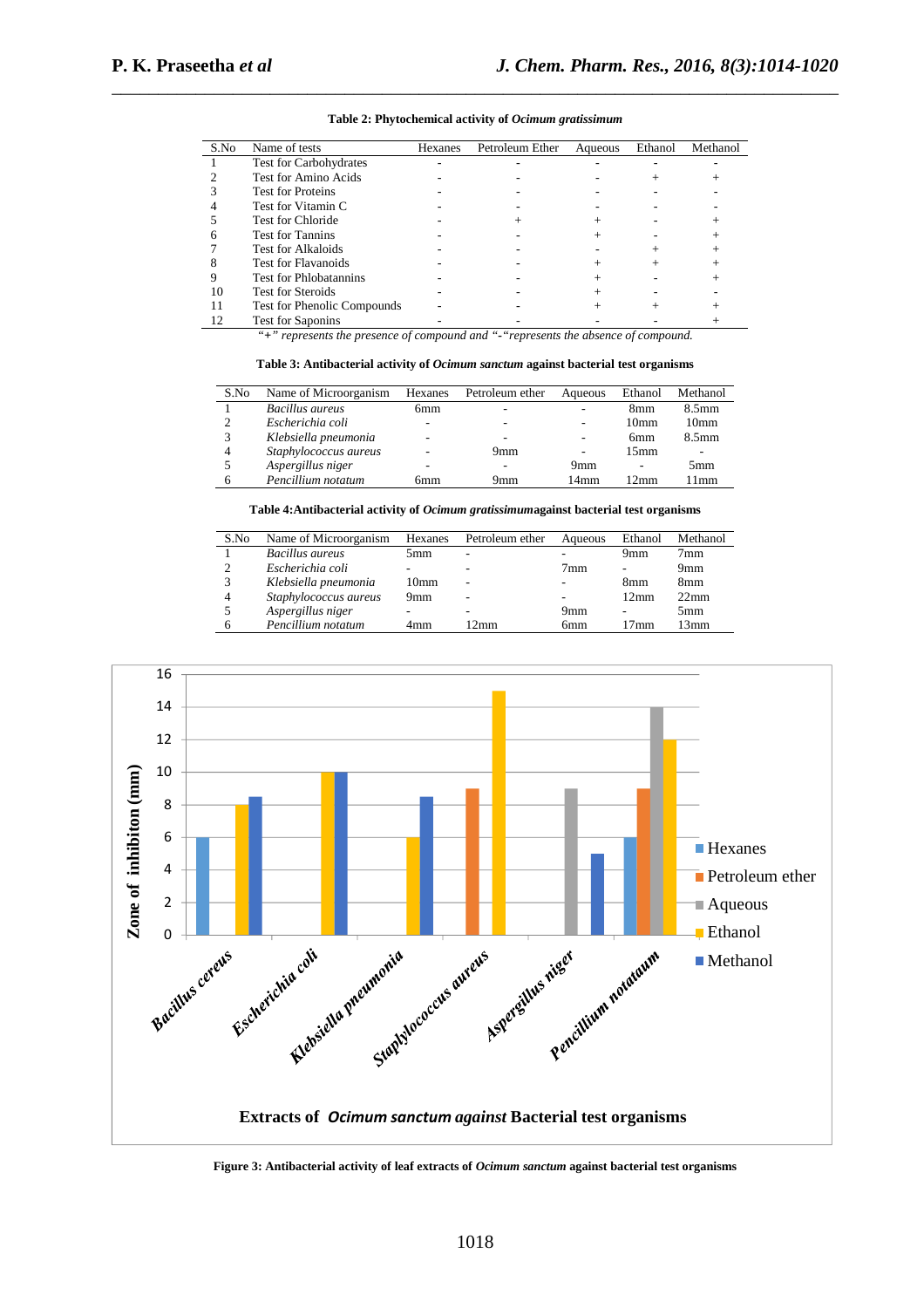**Table 2: Phytochemical activity of *Ocimum gratissimum***

| S.No | Name of tests | Hexanes | Petroleum Ether | Aqueous | Ethanol | Methanol |
|---|---|---|---|---|---|---|
| 1 | Test for Carbohydrates | - | - | - | - | - |
| 2 | Test for Amino Acids | - | - | - | + | + |
| 3 | Test for Proteins | - | - | - | - | - |
| 4 | Test for Vitamin C | - | - | - | - | - |
| 5 | Test for Chloride | - | + | + | - | + |
| 6 | Test for Tannins | - | - | + | - | + |
| 7 | Test for Alkaloids | - | - | - | + | + |
| 8 | Test for Flavanoids | - | - | + | + | + |
| 9 | Test for Phlobatannins | - | - | + | - | + |
| 10 | Test for Steroids | - | - | + | - | - |
| 11 | Test for Phenolic Compounds | - | - | + | + | + |
| 12 | Test for Saponins | - | - | - | - | + |

*"+" represents the presence of compound and "-"represents the absence of compound.*

**Table 3: Antibacterial activity of *Ocimum sanctum* against bacterial test organisms**

| S.No | Name of Microorganism | Hexanes | Petroleum ether | Aqueous | Ethanol | Methanol |
|---|---|---|---|---|---|---|
| 1 | *Bacillus aureus* | 6mm | - | - | 8mm | 8.5mm |
| 2 | *Escherichia coli* | - | - | - | 10mm | 10mm |
| 3 | *Klebsiella pneumonia* | - | - | - | 6mm | 8.5mm |
| 4 | *Staphylococcus aureus* | - | 9mm | - | 15mm | - |
| 5 | *Aspergillus niger* | - | - | 9mm | - | 5mm |
| 6 | *Pencillium notatum* | 6mm | 9mm | 14mm | 12mm | 11mm |

**Table 4:Antibacterial activity of *Ocimum gratissimum*against bacterial test organisms**

| S.No | Name of Microorganism | Hexanes | Petroleum ether | Aqueous | Ethanol | Methanol |
|---|---|---|---|---|---|---|
| 1 | *Bacillus aureus* | 5mm | - | - | 9mm | 7mm |
| 2 | *Escherichia coli* | - | - | 7mm | - | 9mm |
| 3 | *Klebsiella pneumonia* | 10mm | - | - | 8mm | 8mm |
| 4 | *Staphylococcus aureus* | 9mm | - | - | 12mm | 22mm |
| 5 | *Aspergillus niger* | - | - | 9mm | - | 5mm |
| 6 | *Pencillium notatum* | 4mm | 12mm | 6mm | 17mm | 13mm |

**Figure 3: Antibacterial activity of leaf extracts of *Ocimum sanctum* against bacterial test organisms**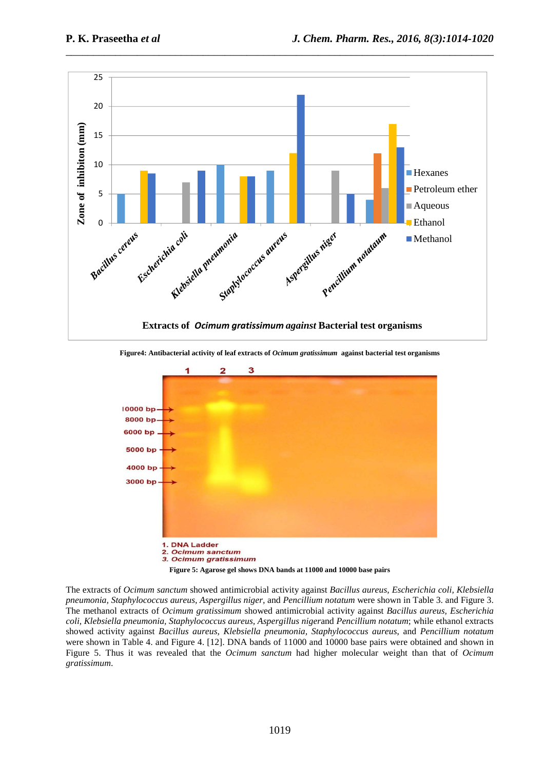Figure4: Antibacterial activity of leaf extracts of *Ocimum gratissimum* against bacterial test organisms

1. DNA Ladder
2. *Ocimum sanctum*
3. *Ocimum gratissimum*

Figure 5: Agarose gel shows DNA bands at 11000 and 10000 base pairs

The extracts of *Ocimum sanctum* showed antimicrobial activity against *Bacillus aureus, Escherichia coli, Klebsiella pneumonia, Staphylococcus aureus, Aspergillus niger*, and *Pencillium notatum* were shown in Table 3. and Figure 3. The methanol extracts of *Ocimum gratissimum* showed antimicrobial activity against *Bacillus aureus, Escherichia coli, Klebsiella pneumonia, Staphylococcus aureus, Aspergillus niger*and *Pencillium notatum*; while ethanol extracts showed activity against *Bacillus aureus, Klebsiella pneumonia, Staphylococcus aureus,* and *Pencillium notatum* were shown in Table 4. and Figure 4. [12]. DNA bands of 11000 and 10000 base pairs were obtained and shown in Figure 5. Thus it was revealed that the *Ocimum sanctum* had higher molecular weight than that of *Ocimum gratissimum*.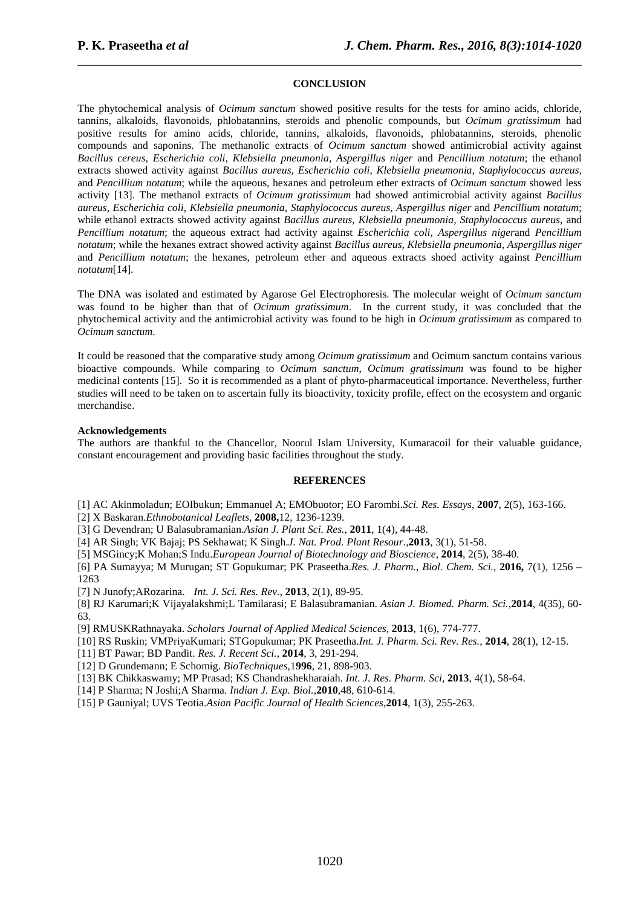## CONCLUSION

The phytochemical analysis of *Ocimum sanctum* showed positive results for the tests for amino acids, chloride, tannins, alkaloids, flavonoids, phlobatannins, steroids and phenolic compounds, but *Ocimum gratissimum* had positive results for amino acids, chloride, tannins, alkaloids, flavonoids, phlobatannins, steroids, phenolic compounds and saponins. The methanolic extracts of *Ocimum sanctum* showed antimicrobial activity against *Bacillus cereus, Escherichia coli, Klebsiella pneumonia, Aspergillus niger* and *Pencillium notatum*; the ethanol extracts showed activity against *Bacillus aureus, Escherichia coli, Klebsiella pneumonia, Staphylococcus aureus,* and *Pencillium notatum*; while the aqueous, hexanes and petroleum ether extracts of *Ocimum sanctum* showed less activity [13]. The methanol extracts of *Ocimum gratissimum* had showed antimicrobial activity against *Bacillus aureus, Escherichia coli, Klebsiella pneumonia, Staphylococcus aureus, Aspergillus niger* and *Pencillium notatum*; while ethanol extracts showed activity against *Bacillus aureus, Klebsiella pneumonia, Staphylococcus aureus,* and *Pencillium notatum*; the aqueous extract had activity against *Escherichia coli, Aspergillus niger*and *Pencillium notatum*; while the hexanes extract showed activity against *Bacillus aureus, Klebsiella pneumonia, Aspergillus niger* and *Pencillium notatum*; the hexanes, petroleum ether and aqueous extracts shoed activity against *Pencillium notatum*[14].

The DNA was isolated and estimated by Agarose Gel Electrophoresis. The molecular weight of *Ocimum sanctum* was found to be higher than that of *Ocimum gratissimum*. In the current study, it was concluded that the phytochemical activity and the antimicrobial activity was found to be high in *Ocimum gratissimum* as compared to *Ocimum sanctum*.

It could be reasoned that the comparative study among *Ocimum gratissimum* and Ocimum sanctum contains various bioactive compounds. While comparing to *Ocimum sanctum, Ocimum gratissimum* was found to be higher medicinal contents [15]. So it is recommended as a plant of phyto-pharmaceutical importance. Nevertheless, further studies will need to be taken on to ascertain fully its bioactivity, toxicity profile, effect on the ecosystem and organic merchandise.

**Acknowledgements**

The authors are thankful to the Chancellor, Noorul Islam University, Kumaracoil for their valuable guidance, constant encouragement and providing basic facilities throughout the study.

## REFERENCES

[1] AC Akinmoladun; EOIbukun; Emmanuel A; EMObuotor; EO Farombi.*Sci. Res. Essays*, **2007**, 2(5), 163-166.

[2] X Baskaran.*Ethnobotanical Leaflets*, **2008,**12, 1236-1239.

[3] G Devendran; U Balasubramanian.*Asian J. Plant Sci. Res.*, **2011**, 1(4), 44-48.

[4] AR Singh; VK Bajaj; PS Sekhawat; K Singh.*J. Nat. Prod. Plant Resour.*,**2013**, 3(1), 51-58.

[5] MSGincy;K Mohan;S Indu.*European Journal of Biotechnology and Bioscience*, **2014**, 2(5), 38-40.

[6] PA Sumayya; M Murugan; ST Gopukumar; PK Praseetha.*Res. J. Pharm., Biol. Chem. Sci.*, **2016,** 7(1), 1256 – 1263

[7] N Junofy;ARozarina. *Int. J. Sci. Res. Rev.*, **2013**, 2(1), 89-95.

[8] RJ Karumari;K Vijayalakshmi;L Tamilarasi; E Balasubramanian. *Asian J. Biomed. Pharm. Sci.*,**2014**, 4(35), 60-63.

[9] RMUSKRathnayaka. *Scholars Journal of Applied Medical Sciences*, **2013**, 1(6), 774-777.

[10] RS Ruskin; VMPriyaKumari; STGopukumar; PK Praseetha.*Int. J. Pharm. Sci. Rev. Res.*, **2014**, 28(1), 12-15.

[11] BT Pawar; BD Pandit. *Res. J. Recent Sci.*, **2014**, 3, 291-294.

[12] D Grundemann; E Schomig. *BioTechniques*,1**996**, 21, 898-903.

[13] BK Chikkaswamy; MP Prasad; KS Chandrashekharaiah. *Int. J. Res. Pharm. Sci*, **2013**, 4(1), 58-64.

[14] P Sharma; N Joshi;A Sharma. *Indian J. Exp. Biol.*,**2010**,48, 610-614.

[15] P Gauniyal; UVS Teotia.*Asian Pacific Journal of Health Sciences*,**2014**, 1(3), 255-263.